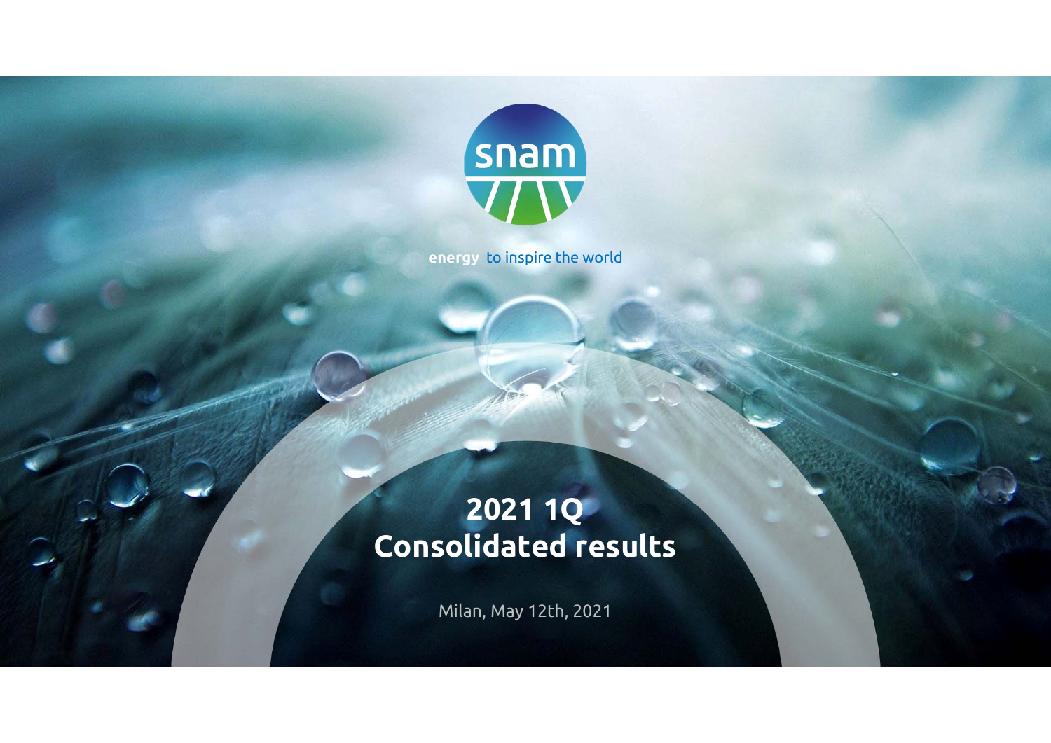snam

**energy** to inspire the world

# 2021 1Q Consolidated results

Milan, May 12th, 2021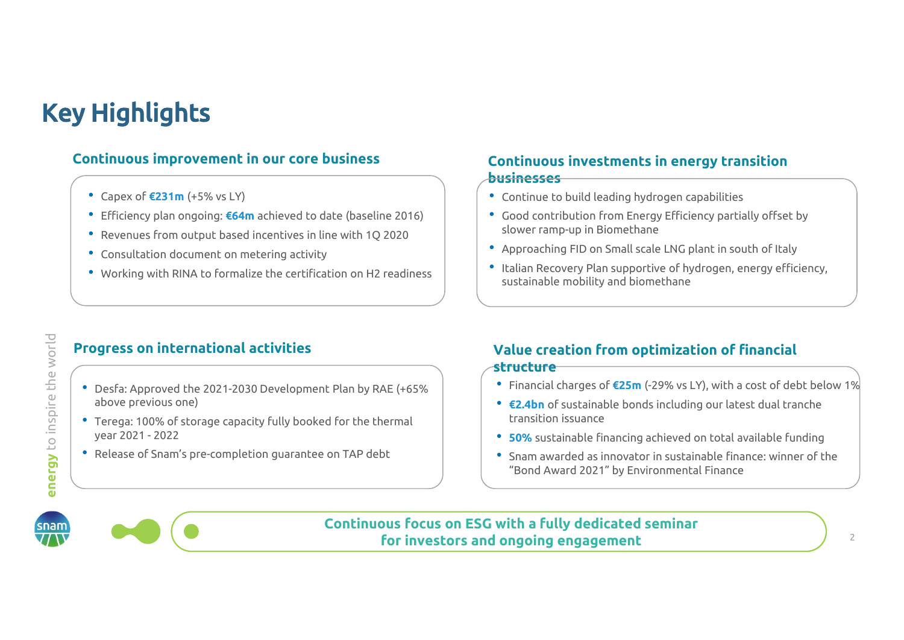# Key Highlights

## Continuous improvement in our core business

- Capex of **€231m** (+5% vs LY)
- Efficiency plan ongoing: **€64m** achieved to date (baseline 2016)
- Revenues from output based incentives in line with 1Q 2020
- Consultation document on metering activity
- Working with RINA to formalize the certification on H2 readiness

## Continuous investments in energy transition businesses

- Continue to build leading hydrogen capabilities
- Good contribution from Energy Efficiency partially offset by slower ramp-up in Biomethane
- Approaching FID on Small scale LNG plant in south of Italy
- Italian Recovery Plan supportive of hydrogen, energy efficiency, sustainable mobility and biomethane

## Progress on international activities

- Desfa: Approved the 2021-2030 Development Plan by RAE (+65% above previous one)
- Terega: 100% of storage capacity fully booked for the thermal year 2021 - 2022
- Release of Snam's pre-completion guarantee on TAP debt

## Value creation from optimization of financial structure

- Financial charges of **€25m** (-29% vs LY), with a cost of debt below 1%
- **€2.4bn** of sustainable bonds including our latest dual tranche transition issuance
- **50%** sustainable financing achieved on total available funding
- Snam awarded as innovator in sustainable finance: winner of the "Bond Award 2021" by Environmental Finance

**Continuous focus on ESG with a fully dedicated seminar for investors and ongoing engagement**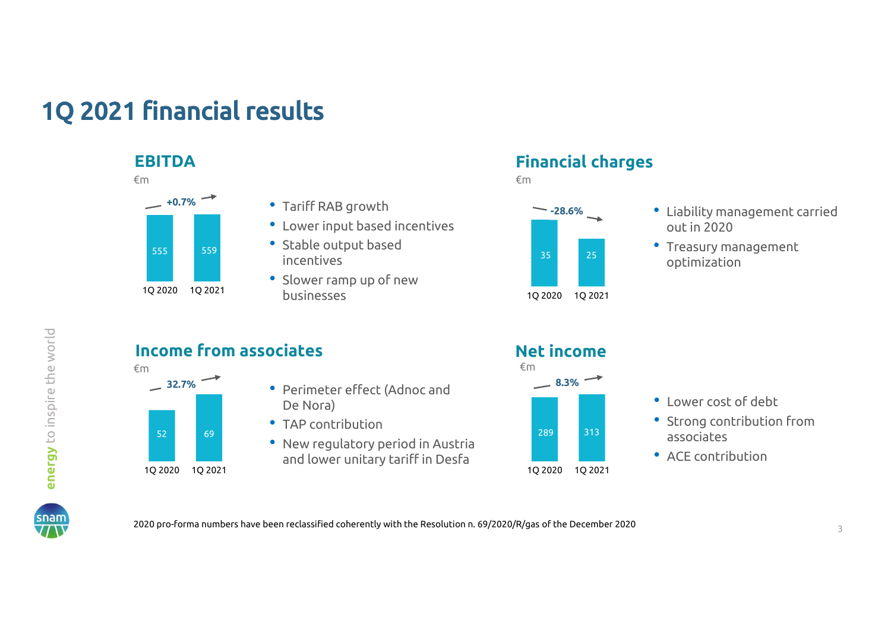# 1Q 2021 financial results

## EBITDA

€m

| | 1Q 2020 | 1Q 2021 |
|---|---|---|
| EBITDA | 555 | 559 |

+0.7%

- Tariff RAB growth
- Lower input based incentives
- Stable output based incentives
- Slower ramp up of new businesses

## Financial charges

€m

| | 1Q 2020 | 1Q 2021 |
|---|---|---|
| Financial charges | 35 | 25 |

-28.6%

- Liability management carried out in 2020
- Treasury management optimization

## Income from associates

€m

| | 1Q 2020 | 1Q 2021 |
|---|---|---|
| Income from associates | 52 | 69 |

32.7%

- Perimeter effect (Adnoc and De Nora)
- TAP contribution
- New regulatory period in Austria and lower unitary tariff in Desfa

## Net income

€m

| | 1Q 2020 | 1Q 2021 |
|---|---|---|
| Net income | 289 | 313 |

8.3%

- Lower cost of debt
- Strong contribution from associates
- ACE contribution

2020 pro-forma numbers have been reclassified coherently with the Resolution n. 69/2020/R/gas of the December 2020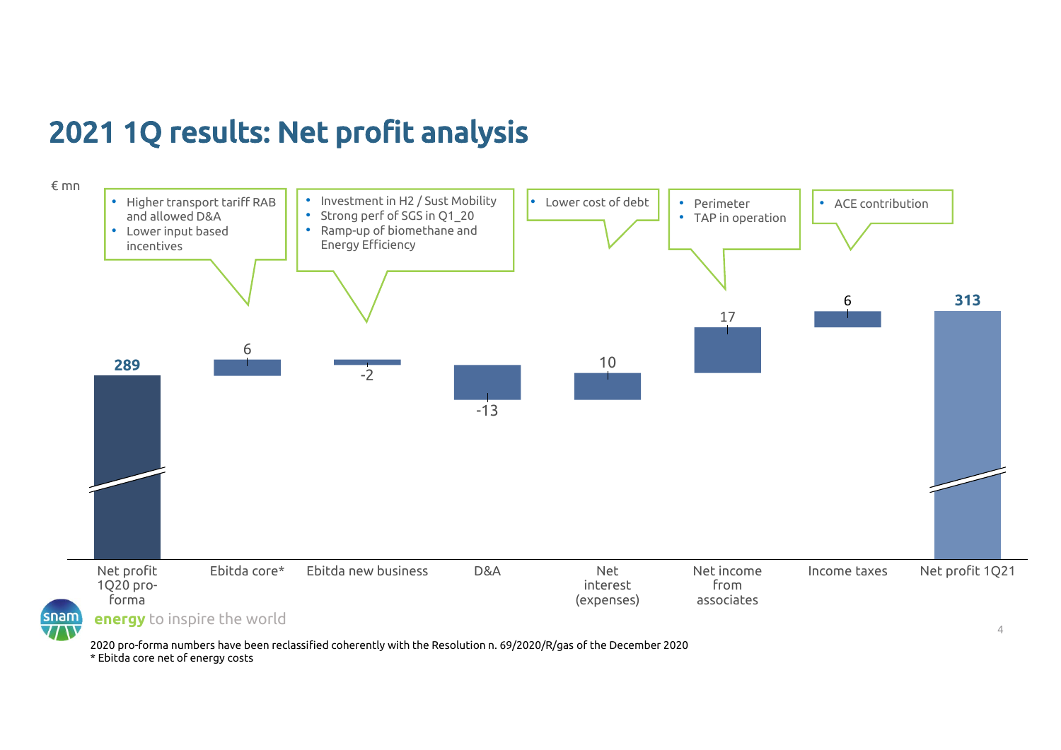# 2021 1Q results: Net profit analysis

€ mn

| | Net profit 1Q20 pro-forma | Ebitda core* | Ebitda new business | D&A | Net interest (expenses) | Net income from associates | Income taxes | Net profit 1Q21 |
|---|---|---|---|---|---|---|---|---|
| Value | 289 | 6 | -2 | -13 | 10 | 17 | 6 | 313 |

**Ebitda core\*:**
- Higher transport tariff RAB and allowed D&A
- Lower input based incentives

**Ebitda new business:**
- Investment in H2 / Sust Mobility
- Strong perf of SGS in Q1_20
- Ramp-up of biomethane and Energy Efficiency

**Net interest (expenses):**
- Lower cost of debt

**Net income from associates:**
- Perimeter
- TAP in operation

**Income taxes:**
- ACE contribution

energy to inspire the world

2020 pro-forma numbers have been reclassified coherently with the Resolution n. 69/2020/R/gas of the December 2020

\* Ebitda core net of energy costs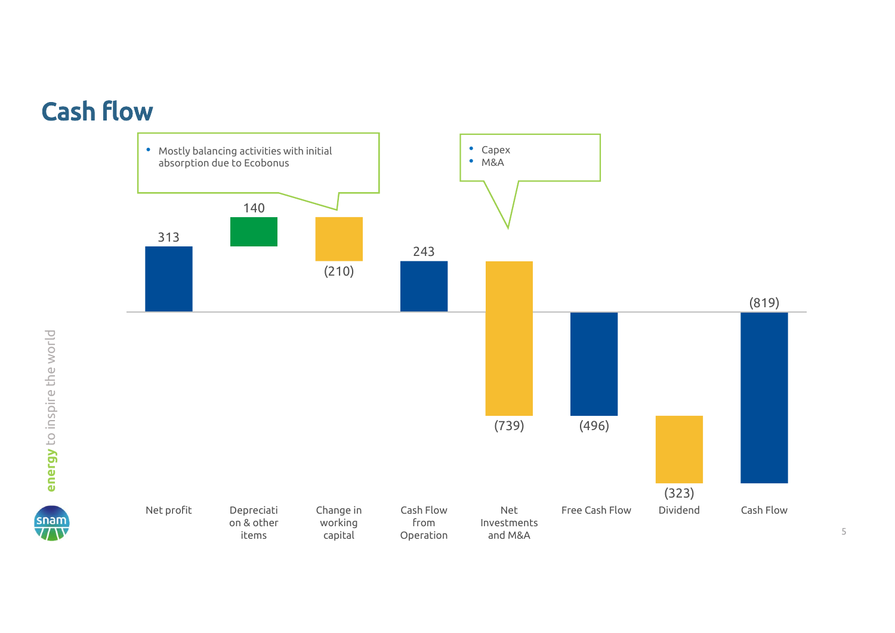# Cash flow

- Mostly balancing activities with initial absorption due to Ecobonus

- Capex
- M&A

| Net profit | Depreciation & other items | Change in working capital | Cash Flow from Operation | Net Investments and M&A | Free Cash Flow | Dividend | Cash Flow |
|---|---|---|---|---|---|---|---|
| 313 | 140 | (210) | 243 | (739) | (496) | (323) | (819) |

energy to inspire the world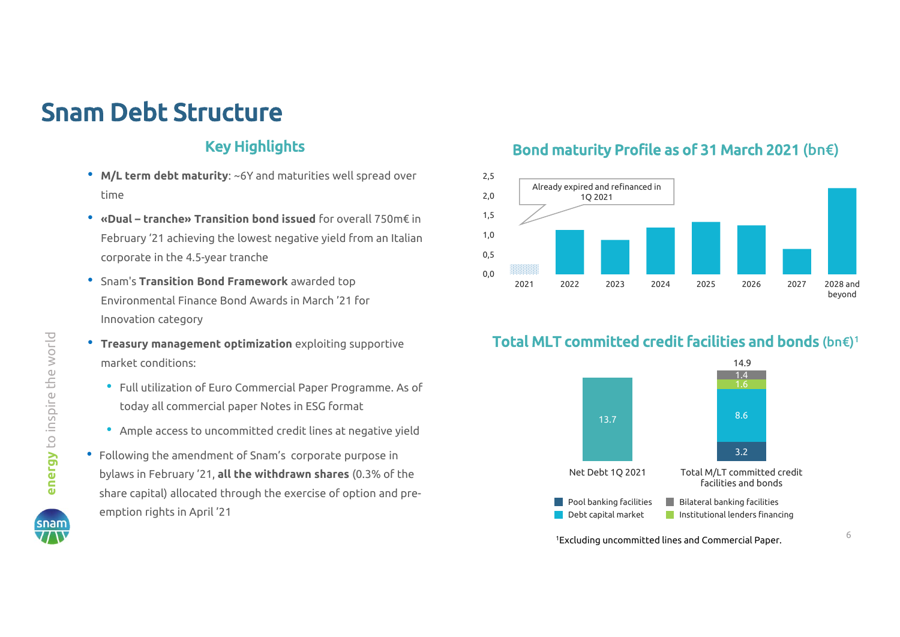# Snam Debt Structure

## Key Highlights

- **M/L term debt maturity**: ~6Y and maturities well spread over time
- **«Dual – tranche» Transition bond issued** for overall 750m€ in February '21 achieving the lowest negative yield from an Italian corporate in the 4.5-year tranche
- Snam's **Transition Bond Framework** awarded top Environmental Finance Bond Awards in March '21 for Innovation category
- **Treasury management optimization** exploiting supportive market conditions:
  - Full utilization of Euro Commercial Paper Programme. As of today all commercial paper Notes in ESG format
  - Ample access to uncommitted credit lines at negative yield
- Following the amendment of Snam's corporate purpose in bylaws in February '21, **all the withdrawn shares** (0.3% of the share capital) allocated through the exercise of option and pre-emption rights in April '21

## Bond maturity Profile as of 31 March 2021 (bn€)

Already expired and refinanced in 1Q 2021

| Year | 2021 | 2022 | 2023 | 2024 | 2025 | 2026 | 2027 | 2028 and beyond |
|---|---|---|---|---|---|---|---|---|

## Total MLT committed credit facilities and bonds (bn€)[1]

| | Net Debt 1Q 2021 | Total M/LT committed credit facilities and bonds |
|---|---|---|
| Net Debt | 13.7 | |
| Pool banking facilities | | 3.2 |
| Debt capital market | | 8.6 |
| Institutional lenders financing | | 1.6 |
| Bilateral banking facilities | | 1.4 |
| Total | 13.7 | 14.9 |

[1]Excluding uncommitted lines and Commercial Paper.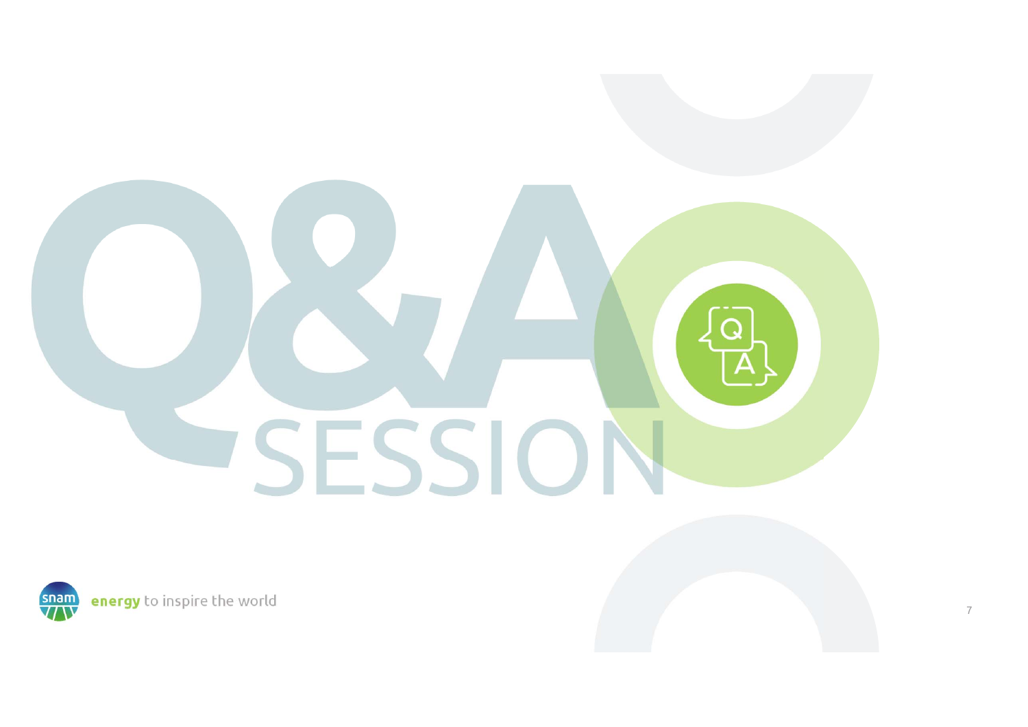# Q&A SESSION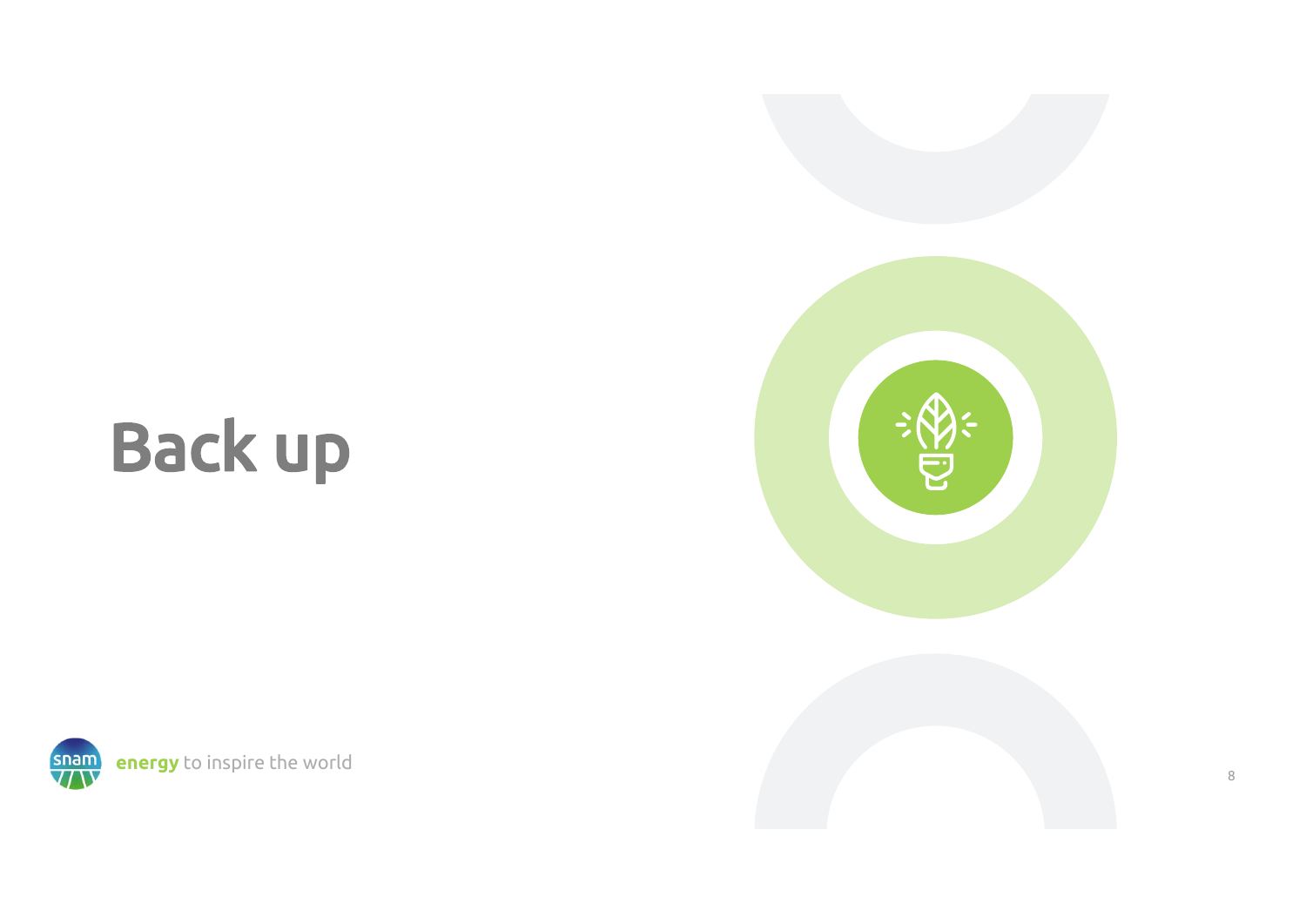# Back up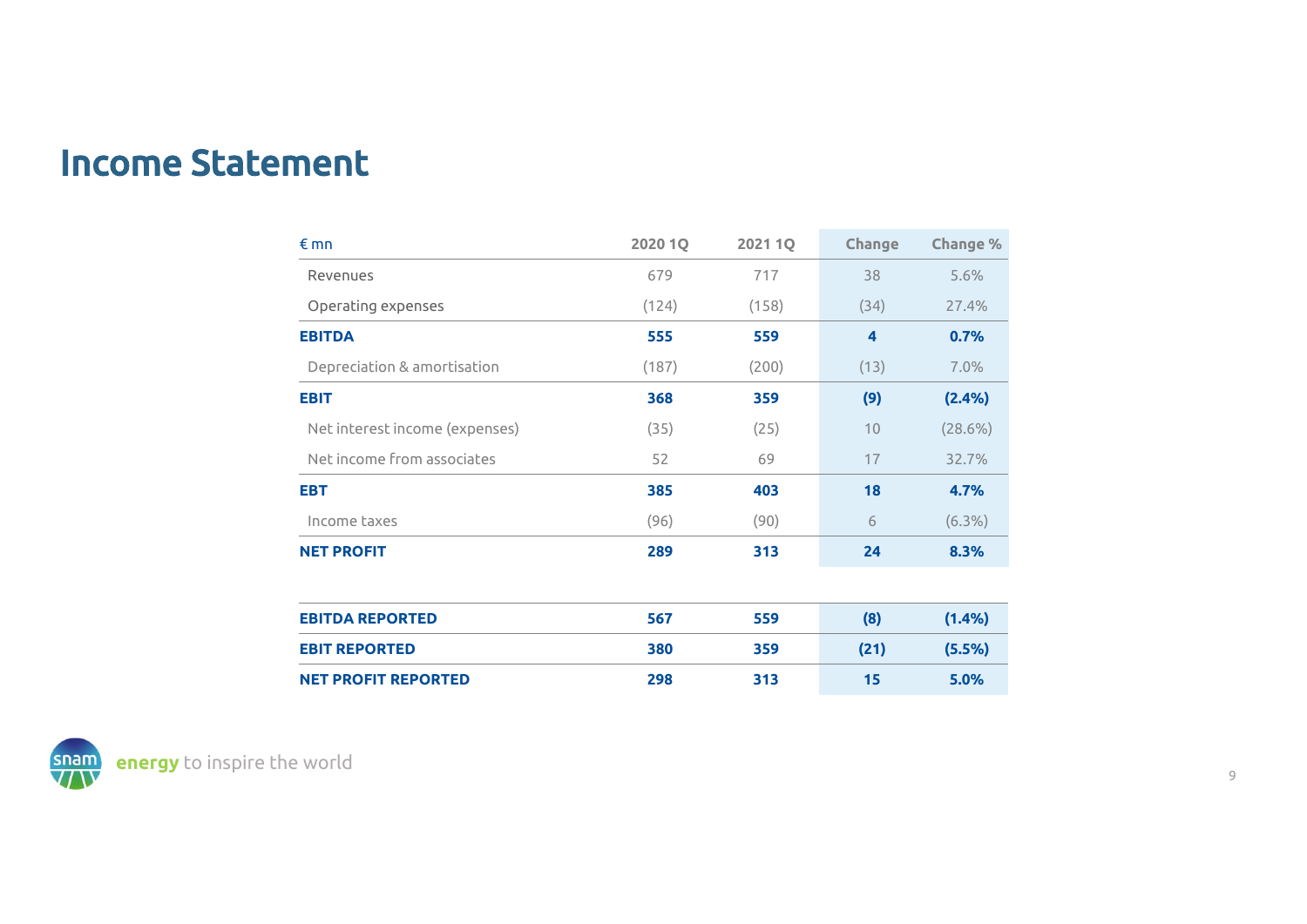# Income Statement

| € mn | 2020 1Q | 2021 1Q | Change | Change % |
|---|---|---|---|---|
| Revenues | 679 | 717 | 38 | 5.6% |
| Operating expenses | (124) | (158) | (34) | 27.4% |
| **EBITDA** | **555** | **559** | **4** | **0.7%** |
| Depreciation & amortisation | (187) | (200) | (13) | 7.0% |
| **EBIT** | **368** | **359** | **(9)** | **(2.4%)** |
| Net interest income (expenses) | (35) | (25) | 10 | (28.6%) |
| Net income from associates | 52 | 69 | 17 | 32.7% |
| **EBT** | **385** | **403** | **18** | **4.7%** |
| Income taxes | (96) | (90) | 6 | (6.3%) |
| **NET PROFIT** | **289** | **313** | **24** | **8.3%** |

| | | | | |
|---|---|---|---|---|
| **EBITDA REPORTED** | **567** | **559** | **(8)** | **(1.4%)** |
| **EBIT REPORTED** | **380** | **359** | **(21)** | **(5.5%)** |
| **NET PROFIT REPORTED** | **298** | **313** | **15** | **5.0%** |

snam **energy** to inspire the world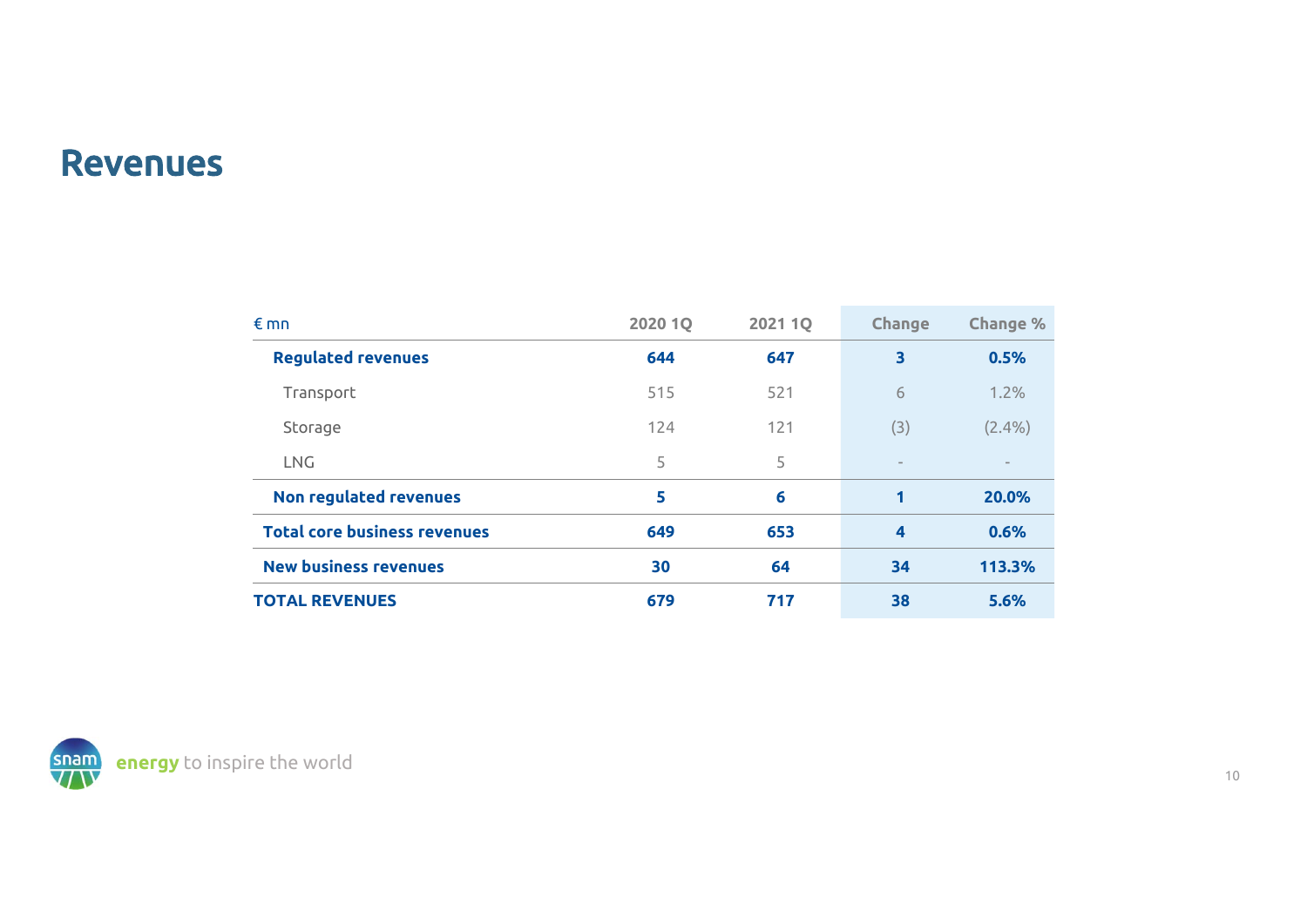# Revenues

| € mn | 2020 1Q | 2021 1Q | Change | Change % |
|---|---|---|---|---|
| **Regulated revenues** | **644** | **647** | **3** | **0.5%** |
| Transport | 515 | 521 | 6 | 1.2% |
| Storage | 124 | 121 | (3) | (2.4%) |
| LNG | 5 | 5 | - | - |
| **Non regulated revenues** | **5** | **6** | **1** | **20.0%** |
| **Total core business revenues** | **649** | **653** | **4** | **0.6%** |
| **New business revenues** | **30** | **64** | **34** | **113.3%** |
| **TOTAL REVENUES** | **679** | **717** | **38** | **5.6%** |

snam **energy** to inspire the world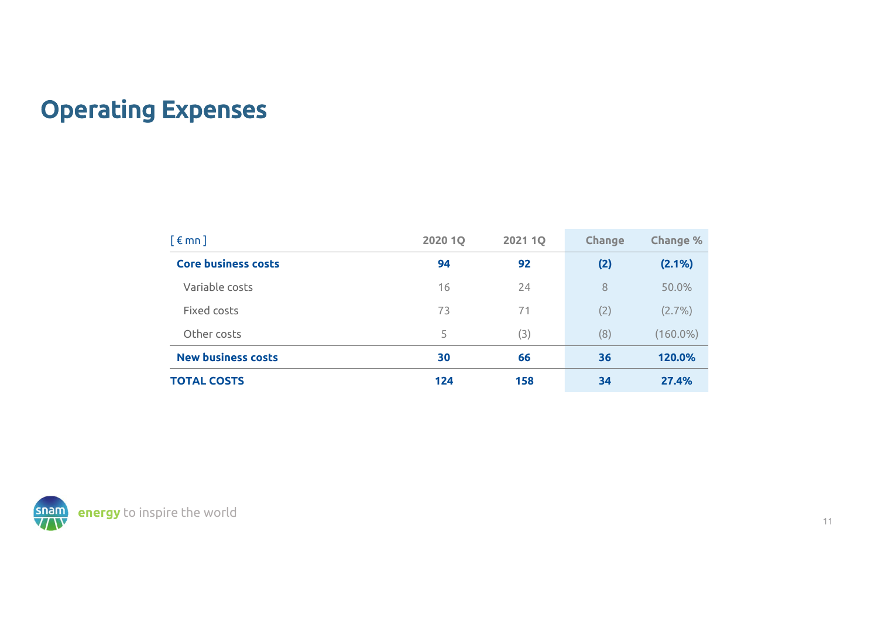# Operating Expenses

| [ € mn ] | 2020 1Q | 2021 1Q | Change | Change % |
|---|---|---|---|---|
| **Core business costs** | **94** | **92** | **(2)** | **(2.1%)** |
| Variable costs | 16 | 24 | 8 | 50.0% |
| Fixed costs | 73 | 71 | (2) | (2.7%) |
| Other costs | 5 | (3) | (8) | (160.0%) |
| **New business costs** | **30** | **66** | **36** | **120.0%** |
| **TOTAL COSTS** | **124** | **158** | **34** | **27.4%** |

**energy** to inspire the world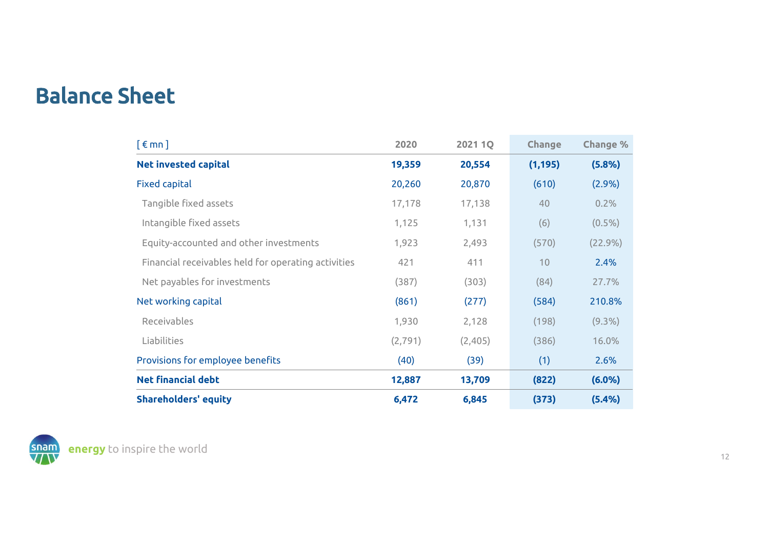# Balance Sheet

| [ € mn ] | 2020 | 2021 1Q | Change | Change % |
|---|---|---|---|---|
| **Net invested capital** | **19,359** | **20,554** | **(1,195)** | **(5.8%)** |
| Fixed capital | 20,260 | 20,870 | (610) | (2.9%) |
| Tangible fixed assets | 17,178 | 17,138 | 40 | 0.2% |
| Intangible fixed assets | 1,125 | 1,131 | (6) | (0.5%) |
| Equity-accounted and other investments | 1,923 | 2,493 | (570) | (22.9%) |
| Financial receivables held for operating activities | 421 | 411 | 10 | 2.4% |
| Net payables for investments | (387) | (303) | (84) | 27.7% |
| Net working capital | (861) | (277) | (584) | 210.8% |
| Receivables | 1,930 | 2,128 | (198) | (9.3%) |
| Liabilities | (2,791) | (2,405) | (386) | 16.0% |
| Provisions for employee benefits | (40) | (39) | (1) | 2.6% |
| **Net financial debt** | **12,887** | **13,709** | **(822)** | **(6.0%)** |
| **Shareholders' equity** | **6,472** | **6,845** | **(373)** | **(5.4%)** |

snam **energy** to inspire the world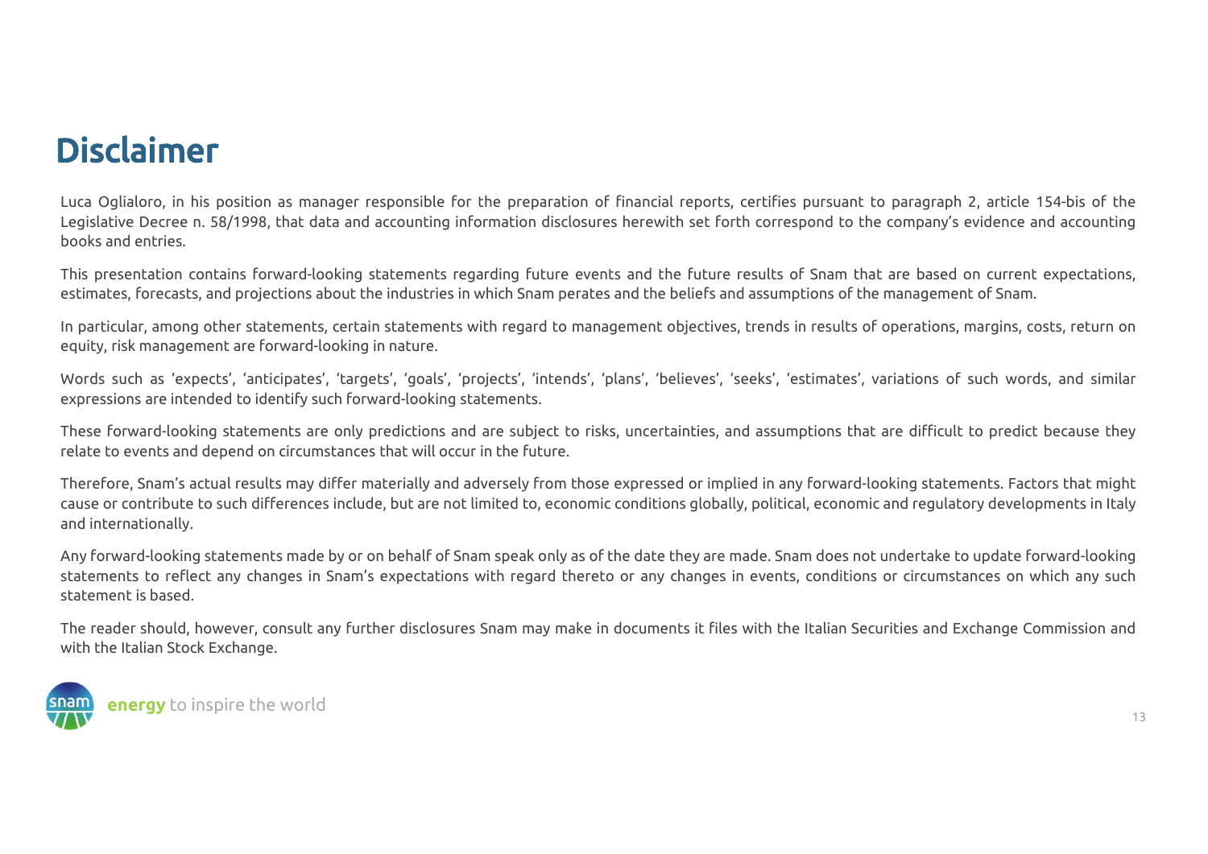# Disclaimer

Luca Oglialoro, in his position as manager responsible for the preparation of financial reports, certifies pursuant to paragraph 2, article 154-bis of the Legislative Decree n. 58/1998, that data and accounting information disclosures herewith set forth correspond to the company's evidence and accounting books and entries.

This presentation contains forward-looking statements regarding future events and the future results of Snam that are based on current expectations, estimates, forecasts, and projections about the industries in which Snam perates and the beliefs and assumptions of the management of Snam.

In particular, among other statements, certain statements with regard to management objectives, trends in results of operations, margins, costs, return on equity, risk management are forward-looking in nature.

Words such as 'expects', 'anticipates', 'targets', 'goals', 'projects', 'intends', 'plans', 'believes', 'seeks', 'estimates', variations of such words, and similar expressions are intended to identify such forward-looking statements.

These forward-looking statements are only predictions and are subject to risks, uncertainties, and assumptions that are difficult to predict because they relate to events and depend on circumstances that will occur in the future.

Therefore, Snam's actual results may differ materially and adversely from those expressed or implied in any forward-looking statements. Factors that might cause or contribute to such differences include, but are not limited to, economic conditions globally, political, economic and regulatory developments in Italy and internationally.

Any forward-looking statements made by or on behalf of Snam speak only as of the date they are made. Snam does not undertake to update forward-looking statements to reflect any changes in Snam's expectations with regard thereto or any changes in events, conditions or circumstances on which any such statement is based.

The reader should, however, consult any further disclosures Snam may make in documents it files with the Italian Securities and Exchange Commission and with the Italian Stock Exchange.